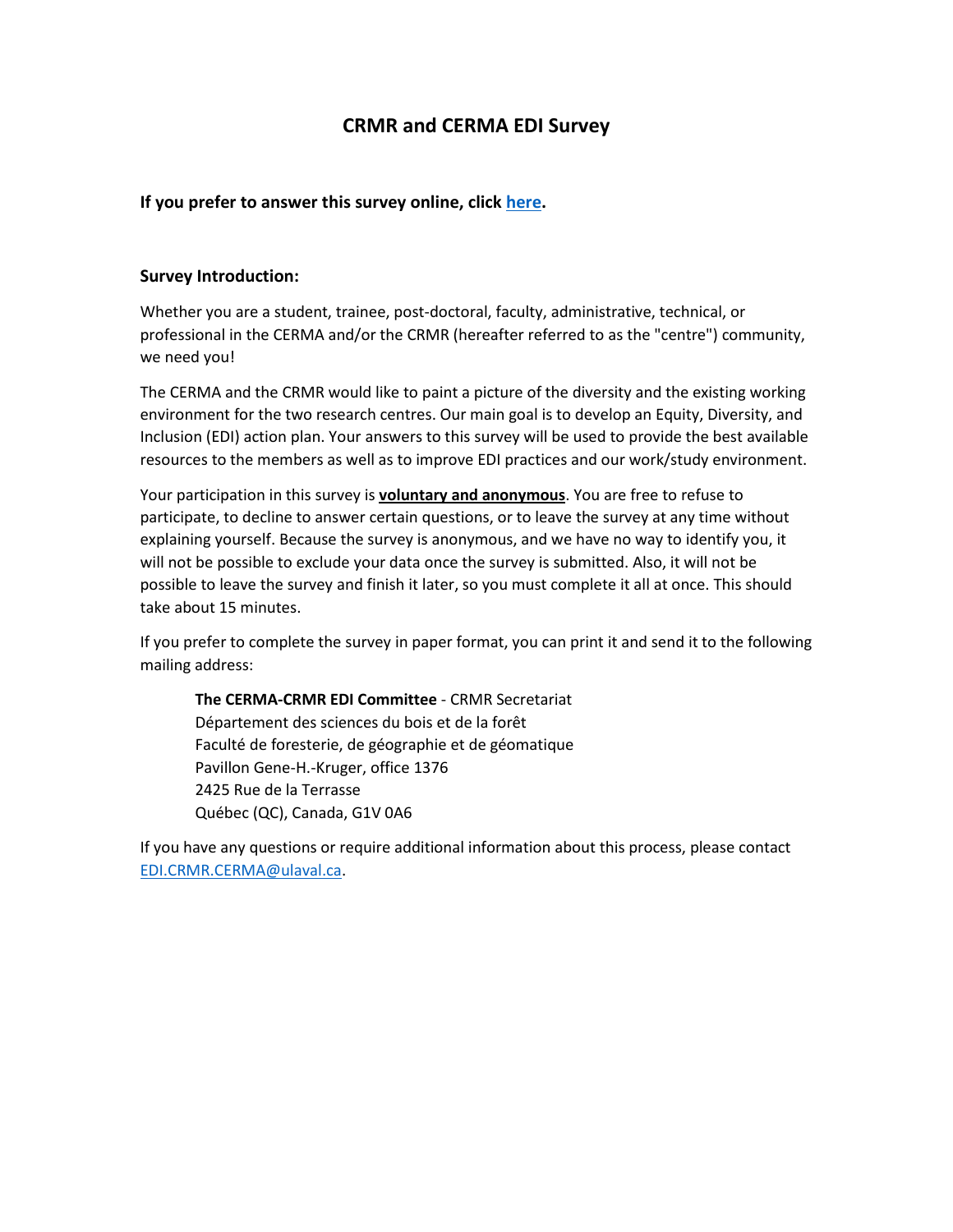# CRMR and CERMA EDI Survey

**If you prefer to answer this survey online, click here.**

**Survey Introduction:**

Whether you are a student, trainee, post-doctoral, faculty, administrative, technical, or professional in the CERMA and/or the CRMR (hereafter referred to as the "centre") community, we need you!

The CERMA and the CRMR would like to paint a picture of the diversity and the existing working environment for the two research centres. Our main goal is to develop an Equity, Diversity, and Inclusion (EDI) action plan. Your answers to this survey will be used to provide the best available resources to the members as well as to improve EDI practices and our work/study environment.

Your participation in this survey is **voluntary and anonymous**. You are free to refuse to participate, to decline to answer certain questions, or to leave the survey at any time without explaining yourself. Because the survey is anonymous, and we have no way to identify you, it will not be possible to exclude your data once the survey is submitted. Also, it will not be possible to leave the survey and finish it later, so you must complete it all at once. This should take about 15 minutes.

If you prefer to complete the survey in paper format, you can print it and send it to the following mailing address:

> **The CERMA-CRMR EDI Committee** - CRMR Secretariat
> Département des sciences du bois et de la forêt
> Faculté de foresterie, de géographie et de géomatique
> Pavillon Gene-H.-Kruger, office 1376
> 2425 Rue de la Terrasse
> Québec (QC), Canada, G1V 0A6

If you have any questions or require additional information about this process, please contact EDI.CRMR.CERMA@ulaval.ca.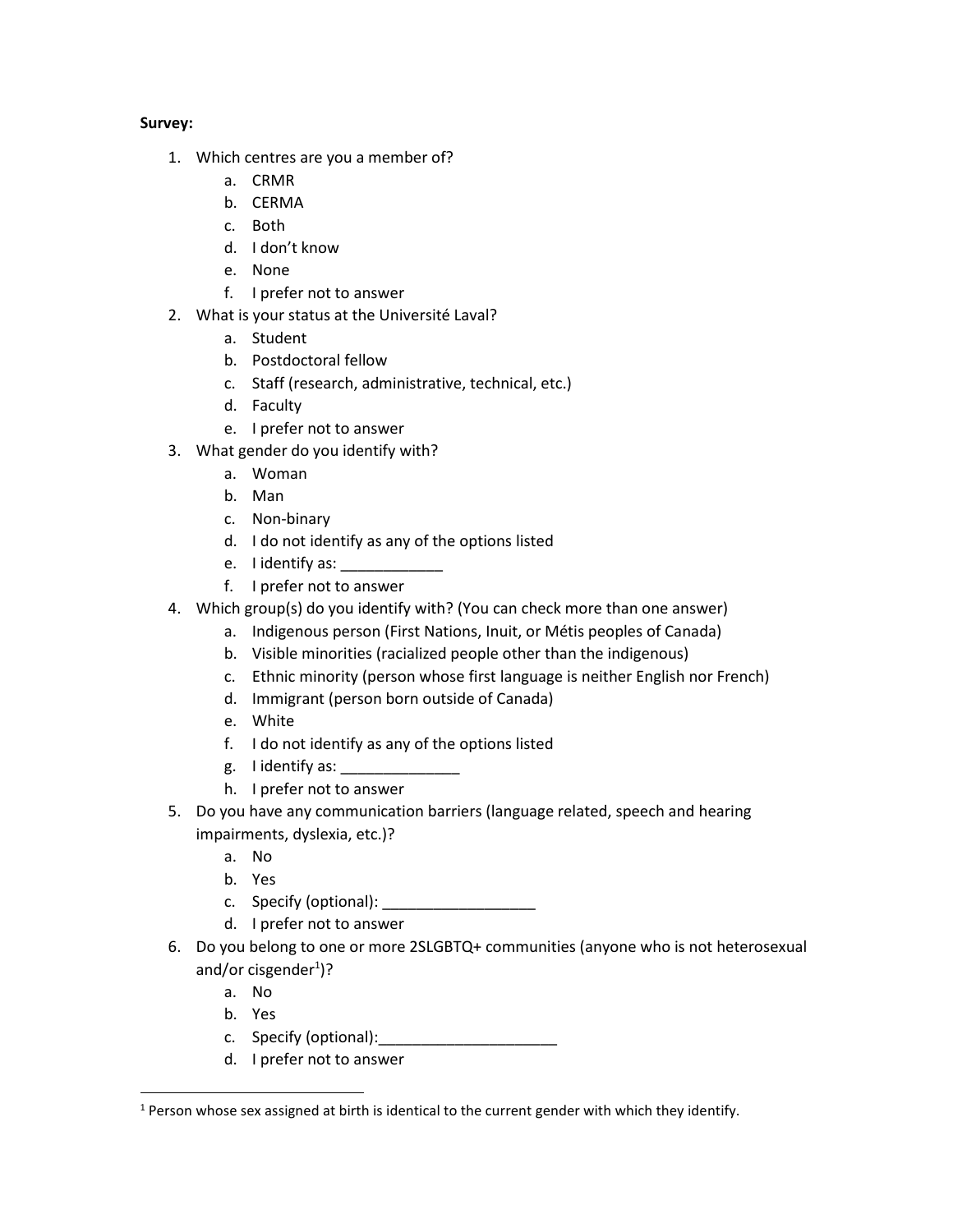**Survey:**

1. Which centres are you a member of?
    a. CRMR
    b. CERMA
    c. Both
    d. I don't know
    e. None
    f. I prefer not to answer
2. What is your status at the Université Laval?
    a. Student
    b. Postdoctoral fellow
    c. Staff (research, administrative, technical, etc.)
    d. Faculty
    e. I prefer not to answer
3. What gender do you identify with?
    a. Woman
    b. Man
    c. Non-binary
    d. I do not identify as any of the options listed
    e. I identify as: ____________
    f. I prefer not to answer
4. Which group(s) do you identify with? (You can check more than one answer)
    a. Indigenous person (First Nations, Inuit, or Métis peoples of Canada)
    b. Visible minorities (racialized people other than the indigenous)
    c. Ethnic minority (person whose first language is neither English nor French)
    d. Immigrant (person born outside of Canada)
    e. White
    f. I do not identify as any of the options listed
    g. I identify as: ______________
    h. I prefer not to answer
5. Do you have any communication barriers (language related, speech and hearing impairments, dyslexia, etc.)?
    a. No
    b. Yes
    c. Specify (optional): __________________
    d. I prefer not to answer
6. Do you belong to one or more 2SLGBTQ+ communities (anyone who is not heterosexual and/or cisgender[1])?
    a. No
    b. Yes
    c. Specify (optional):_____________________
    d. I prefer not to answer

[1] Person whose sex assigned at birth is identical to the current gender with which they identify.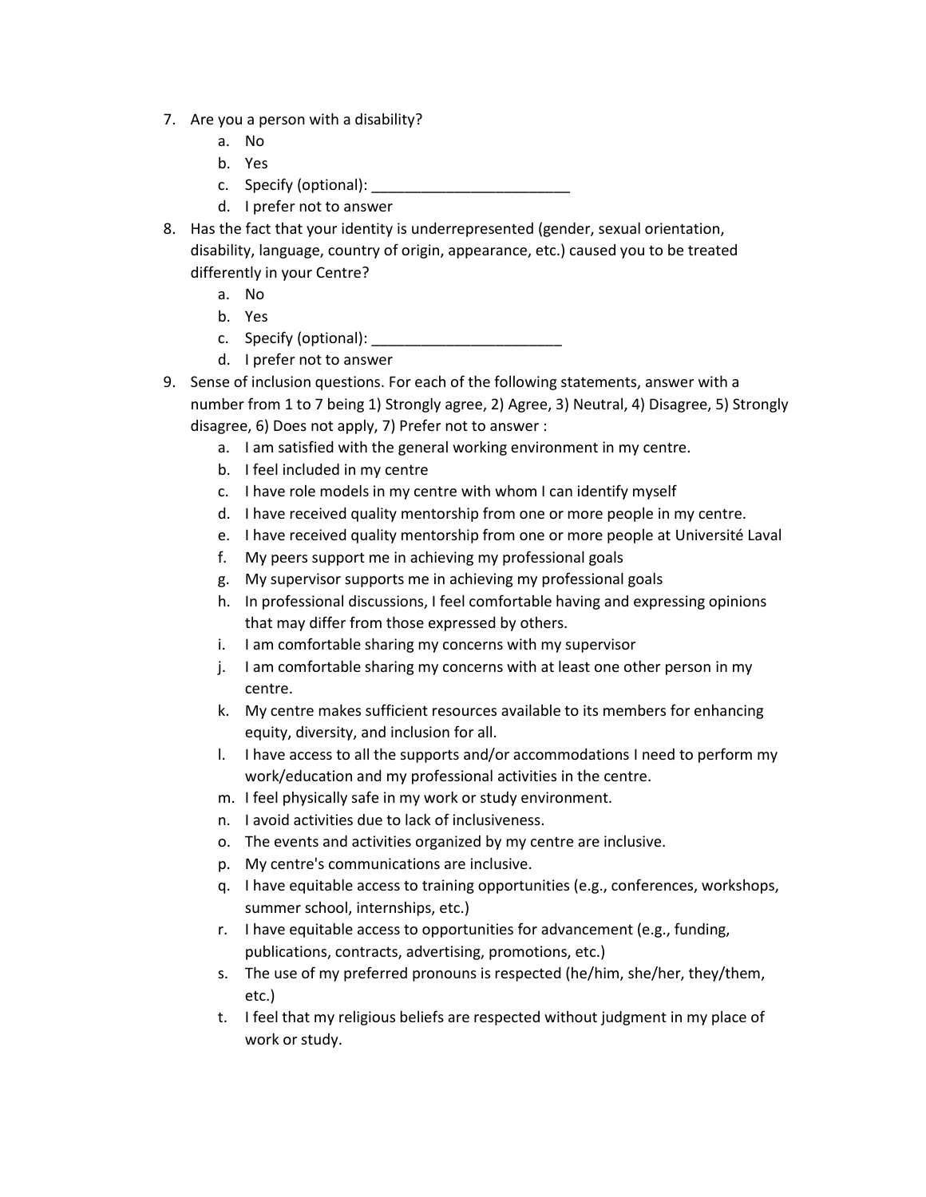7. Are you a person with a disability?
    a. No
    b. Yes
    c. Specify (optional): ________________________
    d. I prefer not to answer
8. Has the fact that your identity is underrepresented (gender, sexual orientation, disability, language, country of origin, appearance, etc.) caused you to be treated differently in your Centre?
    a. No
    b. Yes
    c. Specify (optional): _______________________
    d. I prefer not to answer
9. Sense of inclusion questions. For each of the following statements, answer with a number from 1 to 7 being 1) Strongly agree, 2) Agree, 3) Neutral, 4) Disagree, 5) Strongly disagree, 6) Does not apply, 7) Prefer not to answer :
    a. I am satisfied with the general working environment in my centre.
    b. I feel included in my centre
    c. I have role models in my centre with whom I can identify myself
    d. I have received quality mentorship from one or more people in my centre.
    e. I have received quality mentorship from one or more people at Université Laval
    f. My peers support me in achieving my professional goals
    g. My supervisor supports me in achieving my professional goals
    h. In professional discussions, I feel comfortable having and expressing opinions that may differ from those expressed by others.
    i. I am comfortable sharing my concerns with my supervisor
    j. I am comfortable sharing my concerns with at least one other person in my centre.
    k. My centre makes sufficient resources available to its members for enhancing equity, diversity, and inclusion for all.
    l. I have access to all the supports and/or accommodations I need to perform my work/education and my professional activities in the centre.
    m. I feel physically safe in my work or study environment.
    n. I avoid activities due to lack of inclusiveness.
    o. The events and activities organized by my centre are inclusive.
    p. My centre's communications are inclusive.
    q. I have equitable access to training opportunities (e.g., conferences, workshops, summer school, internships, etc.)
    r. I have equitable access to opportunities for advancement (e.g., funding, publications, contracts, advertising, promotions, etc.)
    s. The use of my preferred pronouns is respected (he/him, she/her, they/them, etc.)
    t. I feel that my religious beliefs are respected without judgment in my place of work or study.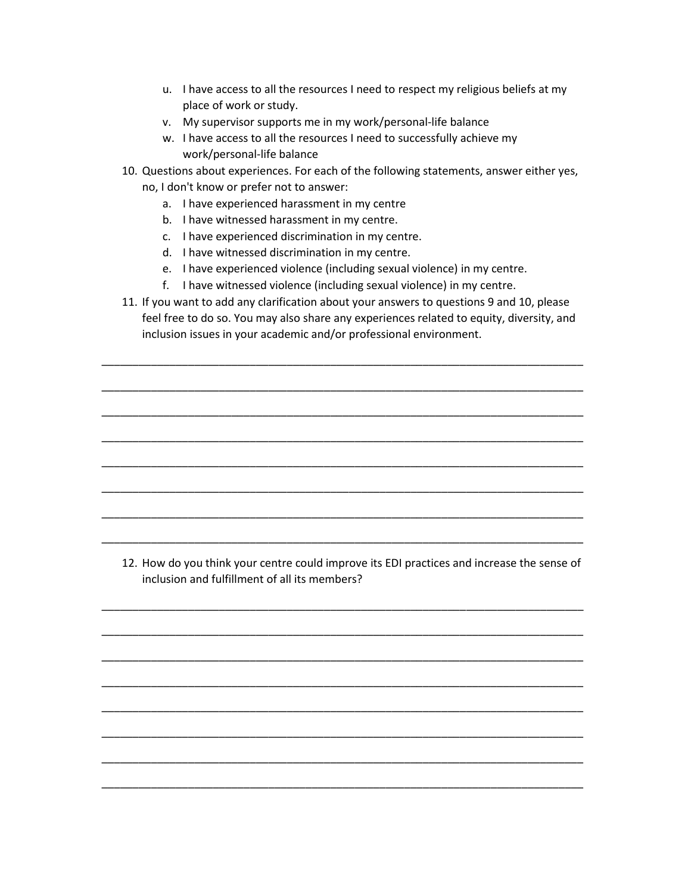u. I have access to all the resources I need to respect my religious beliefs at my place of work or study.
   v. My supervisor supports me in my work/personal-life balance
   w. I have access to all the resources I need to successfully achieve my work/personal-life balance

10. Questions about experiences. For each of the following statements, answer either yes, no, I don't know or prefer not to answer:
    a. I have experienced harassment in my centre
    b. I have witnessed harassment in my centre.
    c. I have experienced discrimination in my centre.
    d. I have witnessed discrimination in my centre.
    e. I have experienced violence (including sexual violence) in my centre.
    f. I have witnessed violence (including sexual violence) in my centre.

11. If you want to add any clarification about your answers to questions 9 and 10, please feel free to do so. You may also share any experiences related to equity, diversity, and inclusion issues in your academic and/or professional environment.

______________________________________________________________________________

______________________________________________________________________________

______________________________________________________________________________

______________________________________________________________________________

______________________________________________________________________________

______________________________________________________________________________

______________________________________________________________________________

______________________________________________________________________________

12. How do you think your centre could improve its EDI practices and increase the sense of inclusion and fulfillment of all its members?

______________________________________________________________________________

______________________________________________________________________________

______________________________________________________________________________

______________________________________________________________________________

______________________________________________________________________________

______________________________________________________________________________

______________________________________________________________________________

______________________________________________________________________________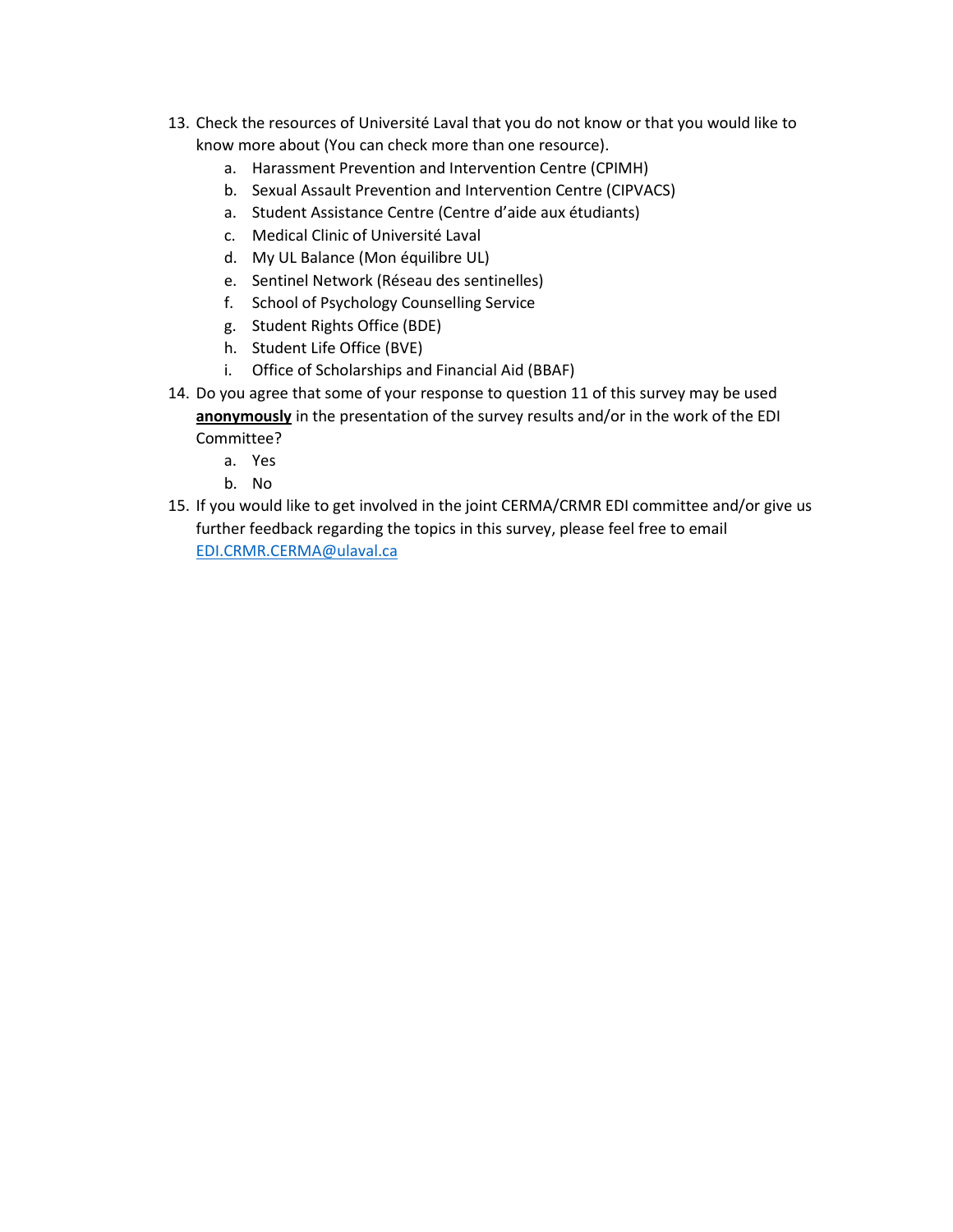13. Check the resources of Université Laval that you do not know or that you would like to know more about (You can check more than one resource).
    a. Harassment Prevention and Intervention Centre (CPIMH)
    b. Sexual Assault Prevention and Intervention Centre (CIPVACS)
    a. Student Assistance Centre (Centre d'aide aux étudiants)
    c. Medical Clinic of Université Laval
    d. My UL Balance (Mon équilibre UL)
    e. Sentinel Network (Réseau des sentinelles)
    f. School of Psychology Counselling Service
    g. Student Rights Office (BDE)
    h. Student Life Office (BVE)
    i. Office of Scholarships and Financial Aid (BBAF)
14. Do you agree that some of your response to question 11 of this survey may be used **anonymously** in the presentation of the survey results and/or in the work of the EDI Committee?
    a. Yes
    b. No
15. If you would like to get involved in the joint CERMA/CRMR EDI committee and/or give us further feedback regarding the topics in this survey, please feel free to email EDI.CRMR.CERMA@ulaval.ca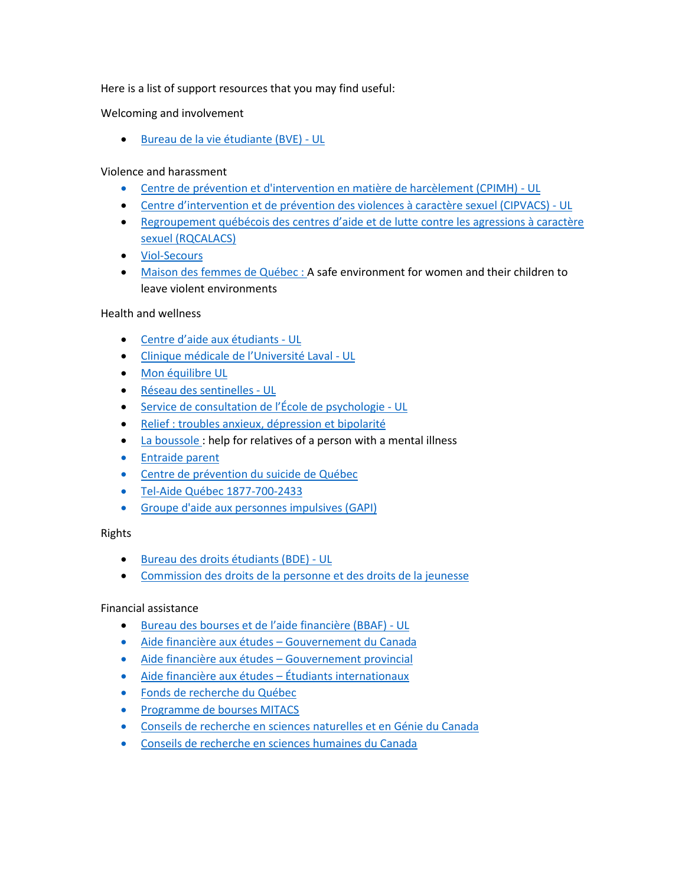Here is a list of support resources that you may find useful:

Welcoming and involvement

- Bureau de la vie étudiante (BVE) - UL

Violence and harassment

- Centre de prévention et d'intervention en matière de harcèlement (CPIMH) - UL
- Centre d'intervention et de prévention des violences à caractère sexuel (CIPVACS) - UL
- Regroupement québécois des centres d'aide et de lutte contre les agressions à caractère sexuel (RQCALACS)
- Viol-Secours
- Maison des femmes de Québec : A safe environment for women and their children to leave violent environments

Health and wellness

- Centre d'aide aux étudiants - UL
- Clinique médicale de l'Université Laval - UL
- Mon équilibre UL
- Réseau des sentinelles - UL
- Service de consultation de l'École de psychologie - UL
- Relief : troubles anxieux, dépression et bipolarité
- La boussole : help for relatives of a person with a mental illness
- Entraide parent
- Centre de prévention du suicide de Québec
- Tel-Aide Québec 1877-700-2433
- Groupe d'aide aux personnes impulsives (GAPI)

Rights

- Bureau des droits étudiants (BDE) - UL
- Commission des droits de la personne et des droits de la jeunesse

Financial assistance

- Bureau des bourses et de l'aide financière (BBAF) - UL
- Aide financière aux études – Gouvernement du Canada
- Aide financière aux études – Gouvernement provincial
- Aide financière aux études – Étudiants internationaux
- Fonds de recherche du Québec
- Programme de bourses MITACS
- Conseils de recherche en sciences naturelles et en Génie du Canada
- Conseils de recherche en sciences humaines du Canada